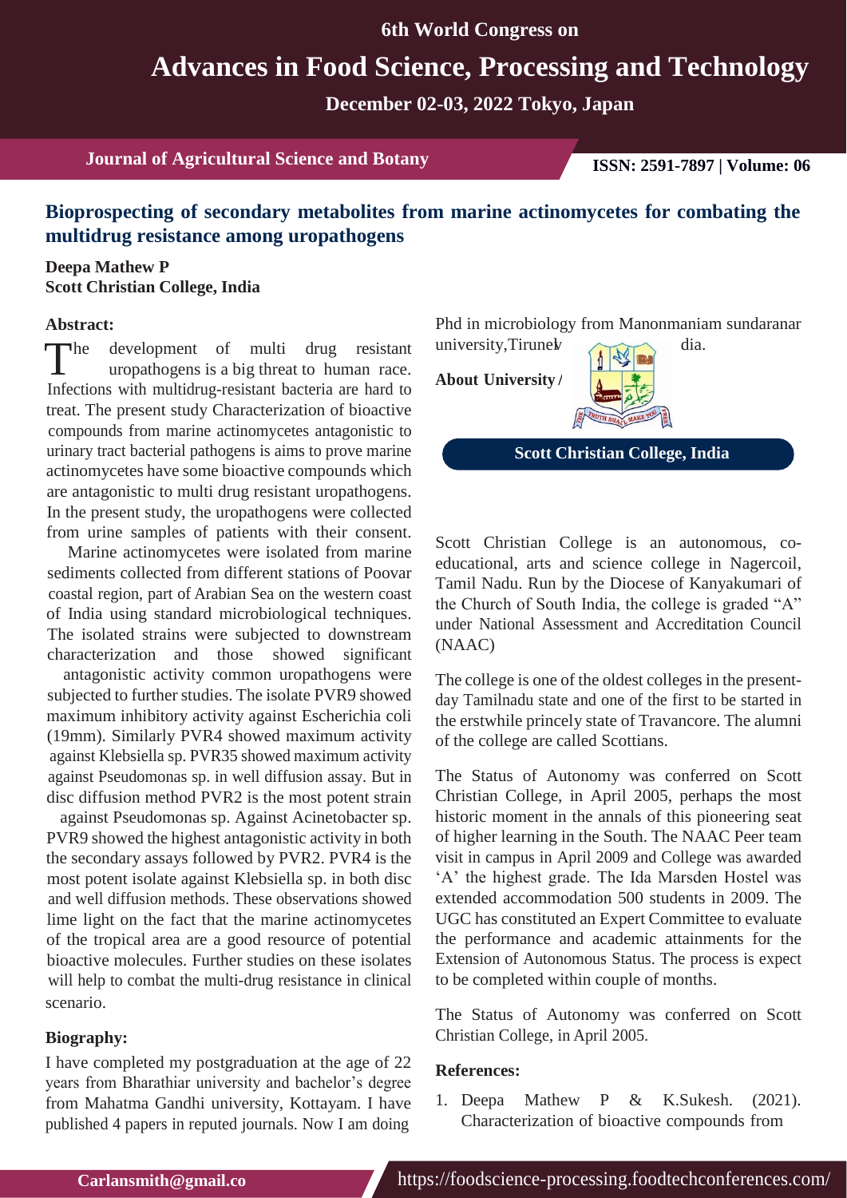## Bioprospecting of secondary metabolites from marine actinomycetes for combating the multidrug resistance among uropathogens

**Deepa Mathew P**
**Scott Christian College, India**

### Abstract:

The development of multi drug resistant uropathogens is a big threat to human race. Infections with multidrug-resistant bacteria are hard to treat. The present study Characterization of bioactive compounds from marine actinomycetes antagonistic to urinary tract bacterial pathogens is aims to prove marine actinomycetes have some bioactive compounds which are antagonistic to multi drug resistant uropathogens. In the present study, the uropathogens were collected from urine samples of patients with their consent.

Marine actinomycetes were isolated from marine sediments collected from different stations of Poovar coastal region, part of Arabian Sea on the western coast of India using standard microbiological techniques. The isolated strains were subjected to downstream characterization and those showed significant antagonistic activity common uropathogens were subjected to further studies. The isolate PVR9 showed maximum inhibitory activity against Escherichia coli (19mm). Similarly PVR4 showed maximum activity against Klebsiella sp. PVR35 showed maximum activity against Pseudomonas sp. in well diffusion assay. But in disc diffusion method PVR2 is the most potent strain against Pseudomonas sp. Against Acinetobacter sp. PVR9 showed the highest antagonistic activity in both the secondary assays followed by PVR2. PVR4 is the most potent isolate against Klebsiella sp. in both disc and well diffusion methods. These observations showed lime light on the fact that the marine actinomycetes of the tropical area are a good resource of potential bioactive molecules. Further studies on these isolates will help to combat the multi-drug resistance in clinical scenario.

### Biography:

I have completed my postgraduation at the age of 22 years from Bharathiar university and bachelor's degree from Mahatma Gandhi university, Kottayam. I have published 4 papers in reputed journals. Now I am doing Phd in microbiology from Manonmaniam sundaranar university,Tirunelveli, India.

### About University /

**Scott Christian College, India**

Scott Christian College is an autonomous, co-educational, arts and science college in Nagercoil, Tamil Nadu. Run by the Diocese of Kanyakumari of the Church of South India, the college is graded "A" under National Assessment and Accreditation Council (NAAC)

The college is one of the oldest colleges in the present-day Tamilnadu state and one of the first to be started in the erstwhile princely state of Travancore. The alumni of the college are called Scottians.

The Status of Autonomy was conferred on Scott Christian College, in April 2005, perhaps the most historic moment in the annals of this pioneering seat of higher learning in the South. The NAAC Peer team visit in campus in April 2009 and College was awarded 'A' the highest grade. The Ida Marsden Hostel was extended accommodation 500 students in 2009. The UGC has constituted an Expert Committee to evaluate the performance and academic attainments for the Extension of Autonomous Status. The process is expect to be completed within couple of months.

The Status of Autonomy was conferred on Scott Christian College, in April 2005.

### References:

1. Deepa Mathew P & K.Sukesh. (2021). Characterization of bioactive compounds from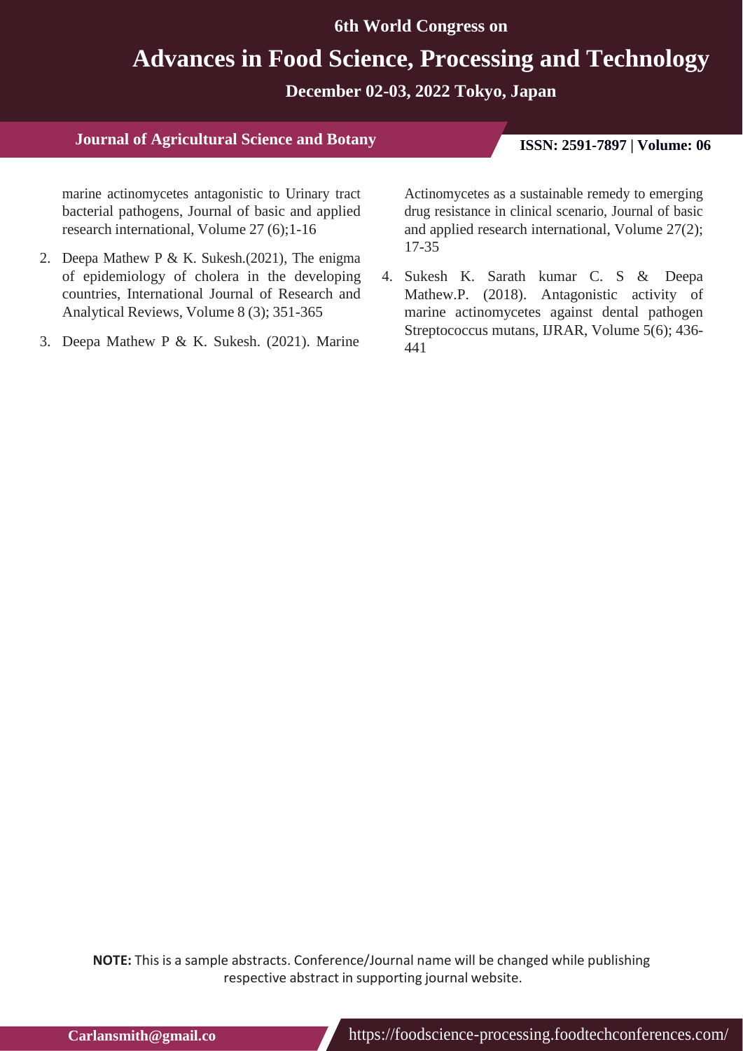marine actinomycetes antagonistic to Urinary tract bacterial pathogens, Journal of basic and applied research international, Volume 27 (6);1-16

2. Deepa Mathew P & K. Sukesh.(2021), The enigma of epidemiology of cholera in the developing countries, International Journal of Research and Analytical Reviews, Volume 8 (3); 351-365
3. Deepa Mathew P & K. Sukesh. (2021). Marine Actinomycetes as a sustainable remedy to emerging drug resistance in clinical scenario, Journal of basic and applied research international, Volume 27(2); 17-35
4. Sukesh K. Sarath kumar C. S & Deepa Mathew.P. (2018). Antagonistic activity of marine actinomycetes against dental pathogen Streptococcus mutans, IJRAR, Volume 5(6); 436-441

**NOTE:** This is a sample abstracts. Conference/Journal name will be changed while publishing respective abstract in supporting journal website.